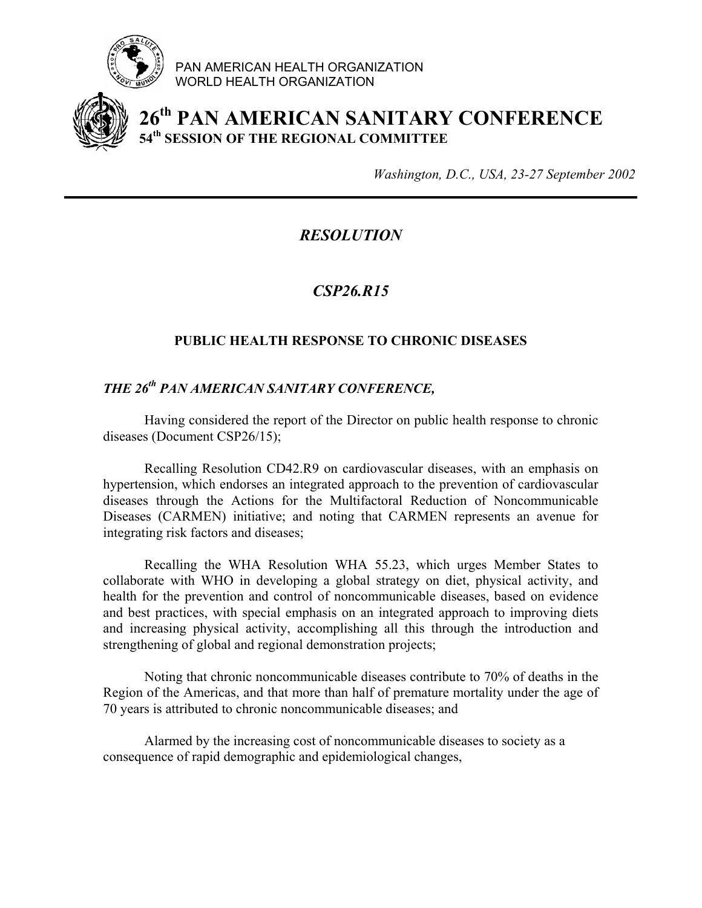PAN AMERICAN HEALTH ORGANIZATION
WORLD HEALTH ORGANIZATION

# 26th PAN AMERICAN SANITARY CONFERENCE
## 54th SESSION OF THE REGIONAL COMMITTEE

*Washington, D.C., USA, 23-27 September 2002*

---

## *RESOLUTION*

## *CSP26.R15*

### PUBLIC HEALTH RESPONSE TO CHRONIC DISEASES

***THE 26th PAN AMERICAN SANITARY CONFERENCE,***

Having considered the report of the Director on public health response to chronic diseases (Document CSP26/15);

Recalling Resolution CD42.R9 on cardiovascular diseases, with an emphasis on hypertension, which endorses an integrated approach to the prevention of cardiovascular diseases through the Actions for the Multifactoral Reduction of Noncommunicable Diseases (CARMEN) initiative; and noting that CARMEN represents an avenue for integrating risk factors and diseases;

Recalling the WHA Resolution WHA 55.23, which urges Member States to collaborate with WHO in developing a global strategy on diet, physical activity, and health for the prevention and control of noncommunicable diseases, based on evidence and best practices, with special emphasis on an integrated approach to improving diets and increasing physical activity, accomplishing all this through the introduction and strengthening of global and regional demonstration projects;

Noting that chronic noncommunicable diseases contribute to 70% of deaths in the Region of the Americas, and that more than half of premature mortality under the age of 70 years is attributed to chronic noncommunicable diseases; and

Alarmed by the increasing cost of noncommunicable diseases to society as a consequence of rapid demographic and epidemiological changes,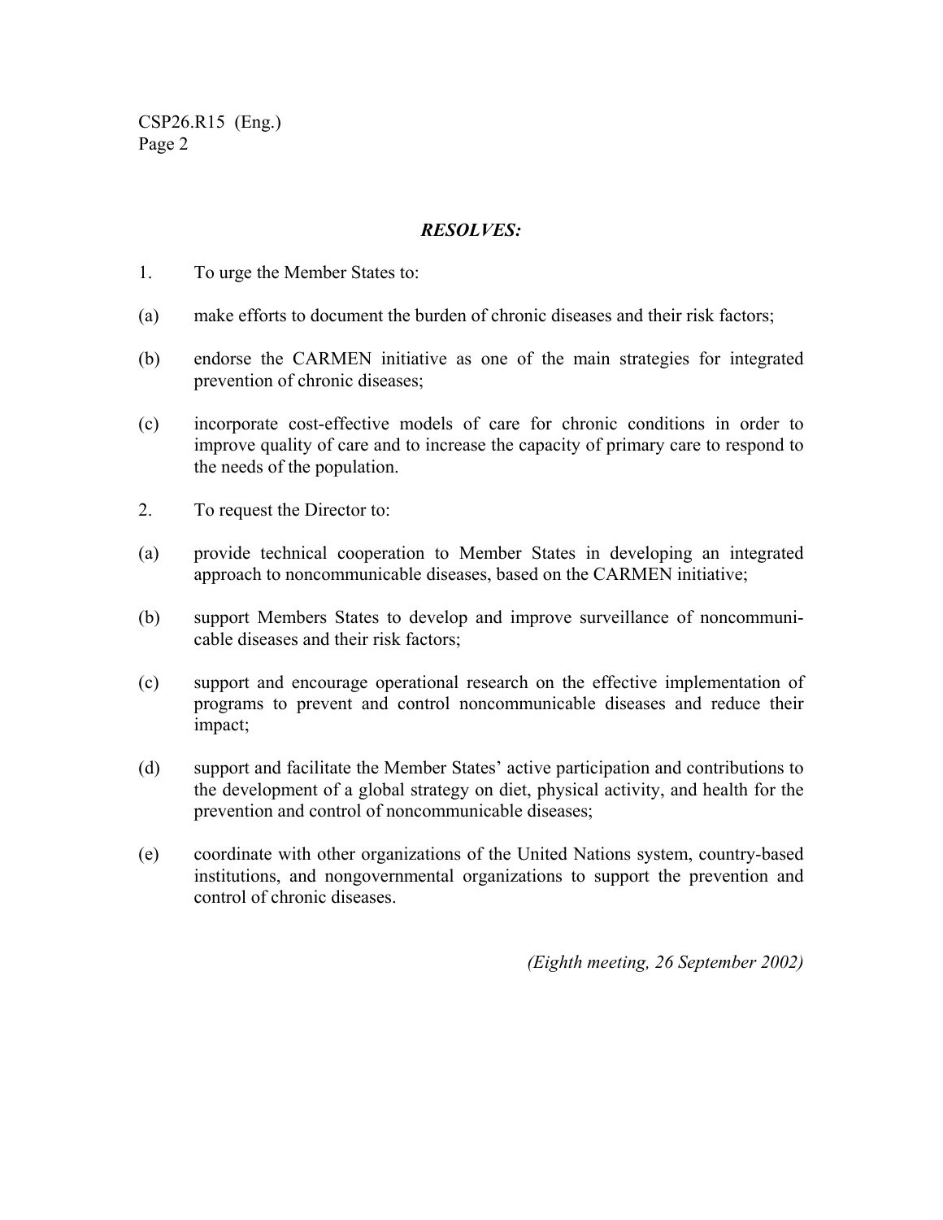***RESOLVES:***

1. To urge the Member States to:

(a) make efforts to document the burden of chronic diseases and their risk factors;

(b) endorse the CARMEN initiative as one of the main strategies for integrated prevention of chronic diseases;

(c) incorporate cost-effective models of care for chronic conditions in order to improve quality of care and to increase the capacity of primary care to respond to the needs of the population.

2. To request the Director to:

(a) provide technical cooperation to Member States in developing an integrated approach to noncommunicable diseases, based on the CARMEN initiative;

(b) support Members States to develop and improve surveillance of noncommunicable diseases and their risk factors;

(c) support and encourage operational research on the effective implementation of programs to prevent and control noncommunicable diseases and reduce their impact;

(d) support and facilitate the Member States' active participation and contributions to the development of a global strategy on diet, physical activity, and health for the prevention and control of noncommunicable diseases;

(e) coordinate with other organizations of the United Nations system, country-based institutions, and nongovernmental organizations to support the prevention and control of chronic diseases.

*(Eighth meeting, 26 September 2002)*